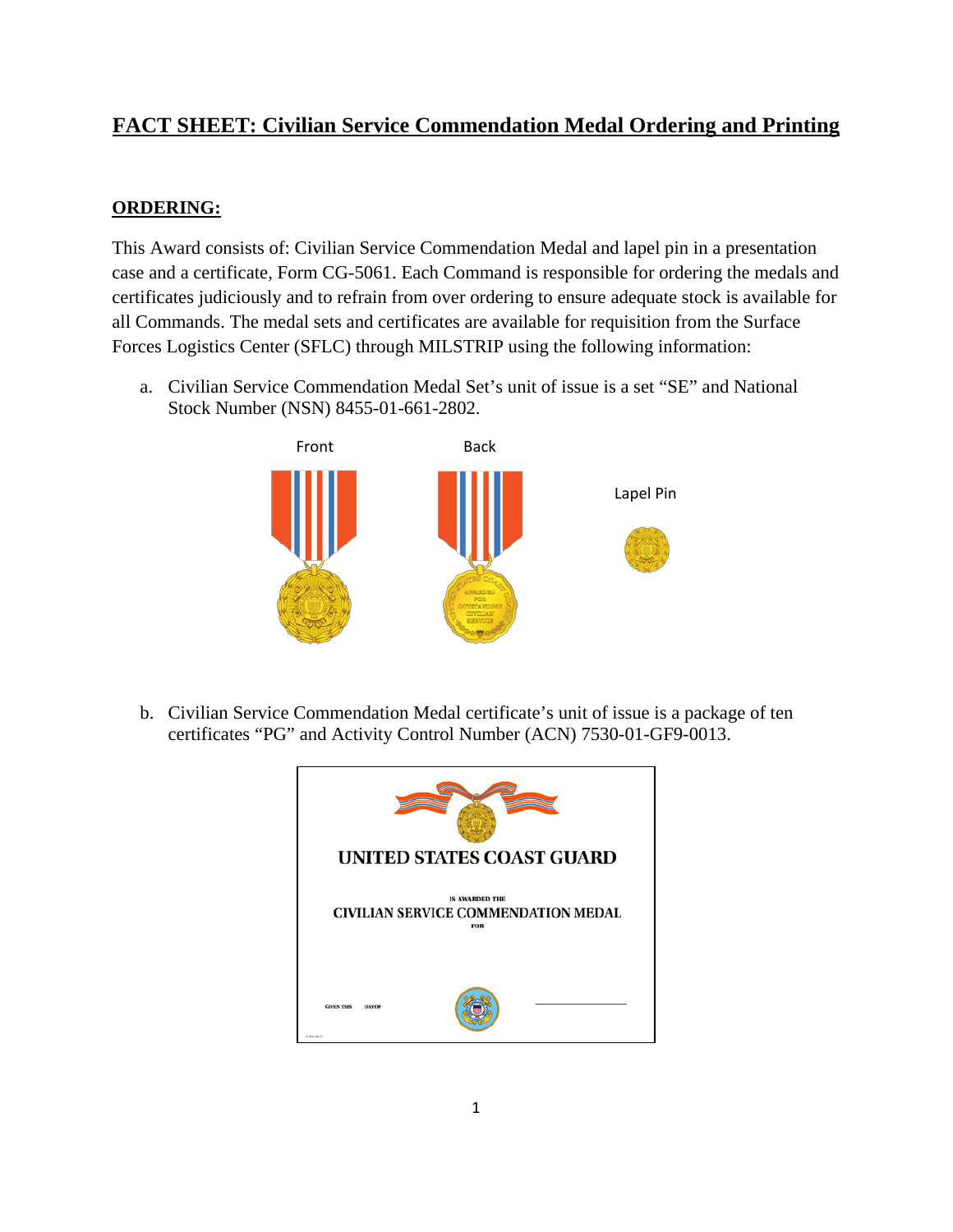# FACT SHEET: Civilian Service Commendation Medal Ordering and Printing

## ORDERING:

This Award consists of: Civilian Service Commendation Medal and lapel pin in a presentation case and a certificate, Form CG-5061. Each Command is responsible for ordering the medals and certificates judiciously and to refrain from over ordering to ensure adequate stock is available for all Commands. The medal sets and certificates are available for requisition from the Surface Forces Logistics Center (SFLC) through MILSTRIP using the following information:

a. Civilian Service Commendation Medal Set's unit of issue is a set "SE" and National Stock Number (NSN) 8455-01-661-2802.

b. Civilian Service Commendation Medal certificate's unit of issue is a package of ten certificates "PG" and Activity Control Number (ACN) 7530-01-GF9-0013.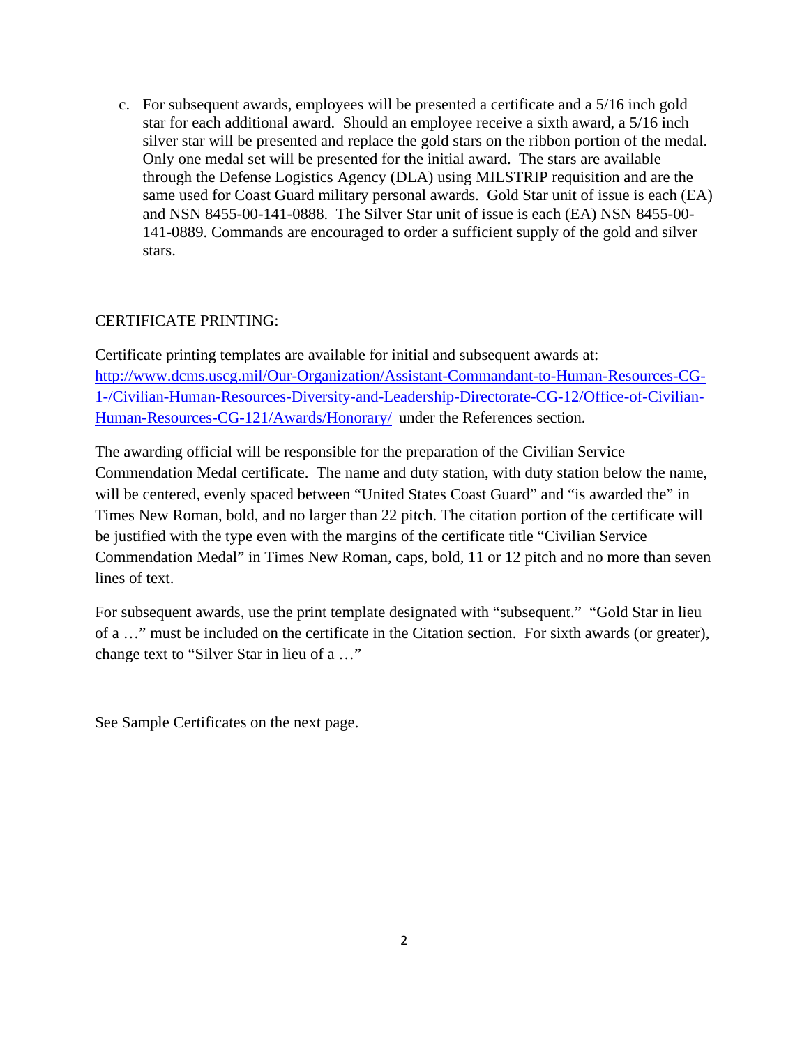c. For subsequent awards, employees will be presented a certificate and a 5/16 inch gold star for each additional award. Should an employee receive a sixth award, a 5/16 inch silver star will be presented and replace the gold stars on the ribbon portion of the medal. Only one medal set will be presented for the initial award. The stars are available through the Defense Logistics Agency (DLA) using MILSTRIP requisition and are the same used for Coast Guard military personal awards. Gold Star unit of issue is each (EA) and NSN 8455-00-141-0888. The Silver Star unit of issue is each (EA) NSN 8455-00-141-0889. Commands are encouraged to order a sufficient supply of the gold and silver stars.

## CERTIFICATE PRINTING:

Certificate printing templates are available for initial and subsequent awards at: [http://www.dcms.uscg.mil/Our-Organization/Assistant-Commandant-to-Human-Resources-CG-1-/Civilian-Human-Resources-Diversity-and-Leadership-Directorate-CG-12/Office-of-Civilian-Human-Resources-CG-121/Awards/Honorary/](http://www.dcms.uscg.mil/Our-Organization/Assistant-Commandant-to-Human-Resources-CG-1-/Civilian-Human-Resources-Diversity-and-Leadership-Directorate-CG-12/Office-of-Civilian-Human-Resources-CG-121/Awards/Honorary/) under the References section.

The awarding official will be responsible for the preparation of the Civilian Service Commendation Medal certificate. The name and duty station, with duty station below the name, will be centered, evenly spaced between “United States Coast Guard” and “is awarded the” in Times New Roman, bold, and no larger than 22 pitch. The citation portion of the certificate will be justified with the type even with the margins of the certificate title “Civilian Service Commendation Medal” in Times New Roman, caps, bold, 11 or 12 pitch and no more than seven lines of text.

For subsequent awards, use the print template designated with “subsequent.” “Gold Star in lieu of a …” must be included on the certificate in the Citation section. For sixth awards (or greater), change text to “Silver Star in lieu of a …”

See Sample Certificates on the next page.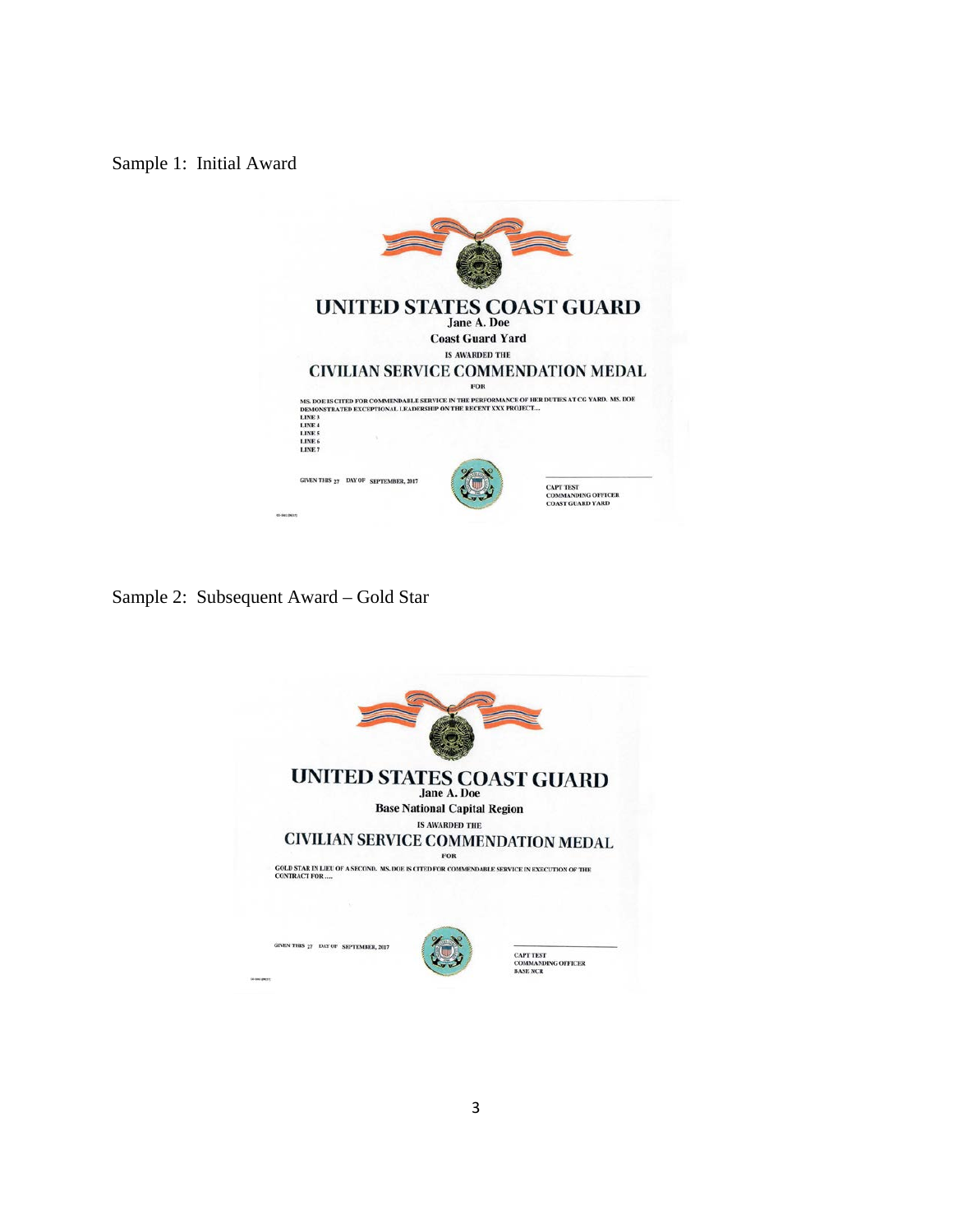Sample 1: Initial Award

UNITED STATES COAST GUARD

Jane A. Doe

Coast Guard Yard

IS AWARDED THE

CIVILIAN SERVICE COMMENDATION MEDAL

FOR

MS. DOE IS CITED FOR COMMENDABLE SERVICE IN THE PERFORMANCE OF HER DUTIES AT CG YARD. MS. DOE DEMONSTRATED EXCEPTIONAL LEADERSHIP ON THE RECENT XXX PROJECT...
LINE 3
LINE 4
LINE 5
LINE 6
LINE 7

GIVEN THIS 27 DAY OF SEPTEMBER, 2017

CAPT TEST
COMMANDING OFFICER
COAST GUARD YARD

Sample 2: Subsequent Award – Gold Star

UNITED STATES COAST GUARD

Jane A. Doe

Base National Capital Region

IS AWARDED THE

CIVILIAN SERVICE COMMENDATION MEDAL

FOR

GOLD STAR IN LIEU OF A SECOND. MS. DOE IS CITED FOR COMMENDABLE SERVICE IN EXECUTION OF THE CONTRACT FOR ....

GIVEN THIS 27 DAY OF SEPTEMBER, 2017

CAPT TEST
COMMANDING OFFICER
BASE NCR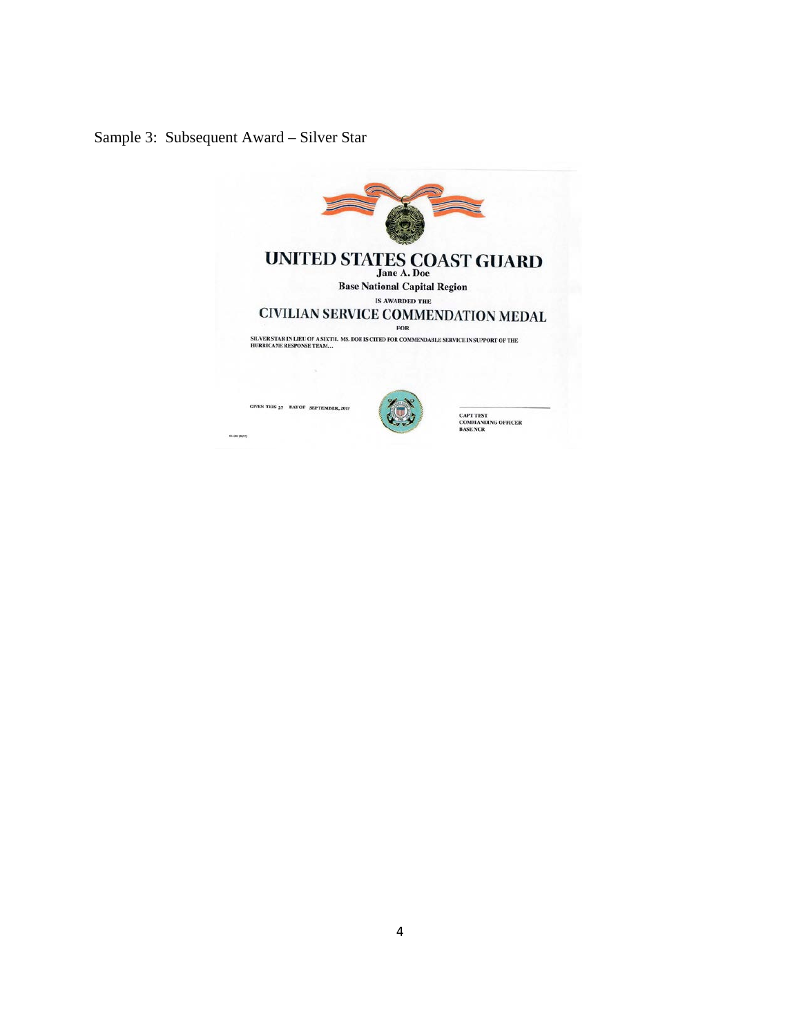Sample 3: Subsequent Award – Silver Star

UNITED STATES COAST GUARD

Jane A. Doe

Base National Capital Region

IS AWARDED THE

CIVILIAN SERVICE COMMENDATION MEDAL

FOR

SILVER STAR IN LIEU OF A SIXTH. MS. DOE IS CITED FOR COMMENDABLE SERVICE IN SUPPORT OF THE HURRICANE RESPONSE TEAM…

GIVEN THIS 27 DAY OF SEPTEMBER, 2017

CAPT TEST
COMMANDING OFFICER
BASE NCR